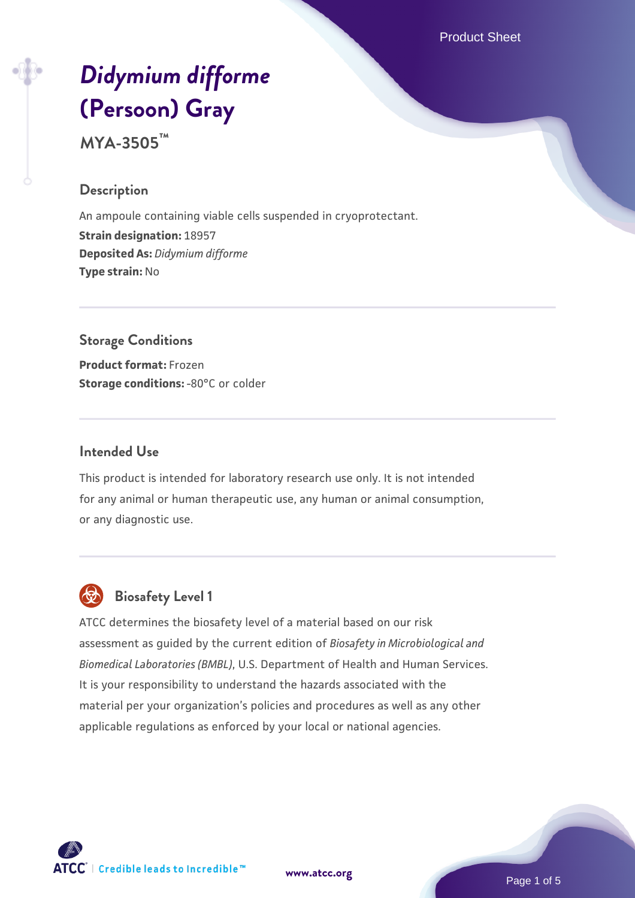# *Didymium difforme* (Persoon) Gray

**MYA-3505™**

## Description

An ampoule containing viable cells suspended in cryoprotectant.

**Strain designation:** 18957

**Deposited As:** *Didymium difforme*

**Type strain:** No

## Storage Conditions

**Product format:** Frozen

**Storage conditions:** -80°C or colder

## Intended Use

This product is intended for laboratory research use only. It is not intended for any animal or human therapeutic use, any human or animal consumption, or any diagnostic use.

## Biosafety Level 1

ATCC determines the biosafety level of a material based on our risk assessment as guided by the current edition of *Biosafety in Microbiological and Biomedical Laboratories (BMBL)*, U.S. Department of Health and Human Services. It is your responsibility to understand the hazards associated with the material per your organization's policies and procedures as well as any other applicable regulations as enforced by your local or national agencies.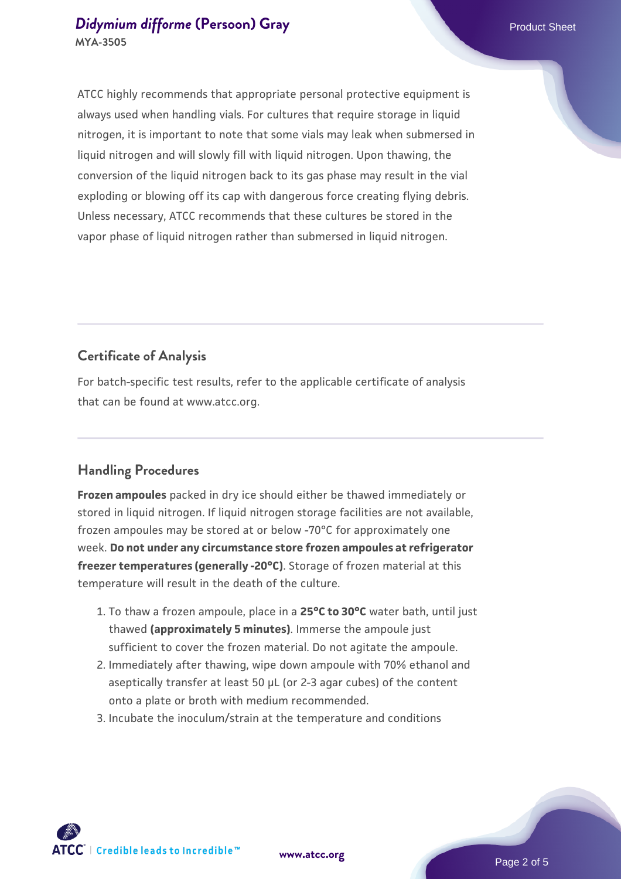ATCC highly recommends that appropriate personal protective equipment is always used when handling vials. For cultures that require storage in liquid nitrogen, it is important to note that some vials may leak when submersed in liquid nitrogen and will slowly fill with liquid nitrogen. Upon thawing, the conversion of the liquid nitrogen back to its gas phase may result in the vial exploding or blowing off its cap with dangerous force creating flying debris. Unless necessary, ATCC recommends that these cultures be stored in the vapor phase of liquid nitrogen rather than submersed in liquid nitrogen.

## Certificate of Analysis

For batch-specific test results, refer to the applicable certificate of analysis that can be found at www.atcc.org.

## Handling Procedures

**Frozen ampoules** packed in dry ice should either be thawed immediately or stored in liquid nitrogen. If liquid nitrogen storage facilities are not available, frozen ampoules may be stored at or below -70°C for approximately one week. **Do not under any circumstance store frozen ampoules at refrigerator freezer temperatures (generally -20°C)**. Storage of frozen material at this temperature will result in the death of the culture.

1. To thaw a frozen ampoule, place in a **25°C to 30°C** water bath, until just thawed **(approximately 5 minutes)**. Immerse the ampoule just sufficient to cover the frozen material. Do not agitate the ampoule.
2. Immediately after thawing, wipe down ampoule with 70% ethanol and aseptically transfer at least 50 µL (or 2-3 agar cubes) of the content onto a plate or broth with medium recommended.
3. Incubate the inoculum/strain at the temperature and conditions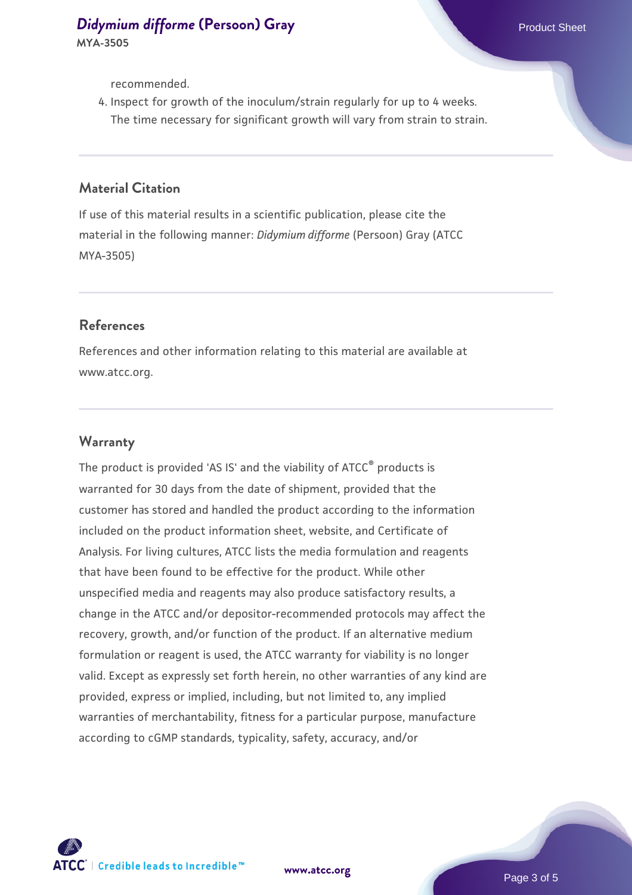recommended.

4. Inspect for growth of the inoculum/strain regularly for up to 4 weeks. The time necessary for significant growth will vary from strain to strain.

## Material Citation

If use of this material results in a scientific publication, please cite the material in the following manner: *Didymium difforme* (Persoon) Gray (ATCC MYA-3505)

## References

References and other information relating to this material are available at www.atcc.org.

## Warranty

The product is provided 'AS IS' and the viability of ATCC® products is warranted for 30 days from the date of shipment, provided that the customer has stored and handled the product according to the information included on the product information sheet, website, and Certificate of Analysis. For living cultures, ATCC lists the media formulation and reagents that have been found to be effective for the product. While other unspecified media and reagents may also produce satisfactory results, a change in the ATCC and/or depositor-recommended protocols may affect the recovery, growth, and/or function of the product. If an alternative medium formulation or reagent is used, the ATCC warranty for viability is no longer valid. Except as expressly set forth herein, no other warranties of any kind are provided, express or implied, including, but not limited to, any implied warranties of merchantability, fitness for a particular purpose, manufacture according to cGMP standards, typicality, safety, accuracy, and/or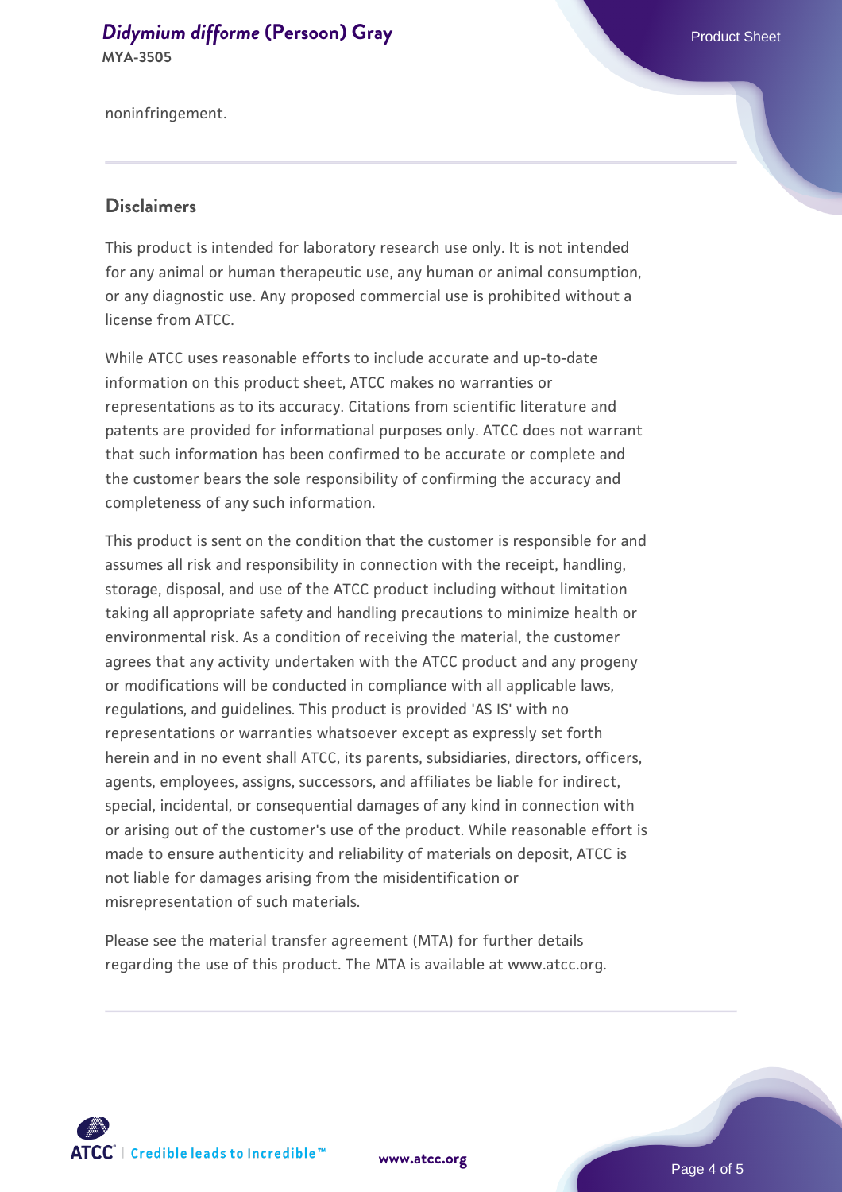noninfringement.

## Disclaimers

This product is intended for laboratory research use only. It is not intended for any animal or human therapeutic use, any human or animal consumption, or any diagnostic use. Any proposed commercial use is prohibited without a license from ATCC.

While ATCC uses reasonable efforts to include accurate and up-to-date information on this product sheet, ATCC makes no warranties or representations as to its accuracy. Citations from scientific literature and patents are provided for informational purposes only. ATCC does not warrant that such information has been confirmed to be accurate or complete and the customer bears the sole responsibility of confirming the accuracy and completeness of any such information.

This product is sent on the condition that the customer is responsible for and assumes all risk and responsibility in connection with the receipt, handling, storage, disposal, and use of the ATCC product including without limitation taking all appropriate safety and handling precautions to minimize health or environmental risk. As a condition of receiving the material, the customer agrees that any activity undertaken with the ATCC product and any progeny or modifications will be conducted in compliance with all applicable laws, regulations, and guidelines. This product is provided 'AS IS' with no representations or warranties whatsoever except as expressly set forth herein and in no event shall ATCC, its parents, subsidiaries, directors, officers, agents, employees, assigns, successors, and affiliates be liable for indirect, special, incidental, or consequential damages of any kind in connection with or arising out of the customer's use of the product. While reasonable effort is made to ensure authenticity and reliability of materials on deposit, ATCC is not liable for damages arising from the misidentification or misrepresentation of such materials.

Please see the material transfer agreement (MTA) for further details regarding the use of this product. The MTA is available at www.atcc.org.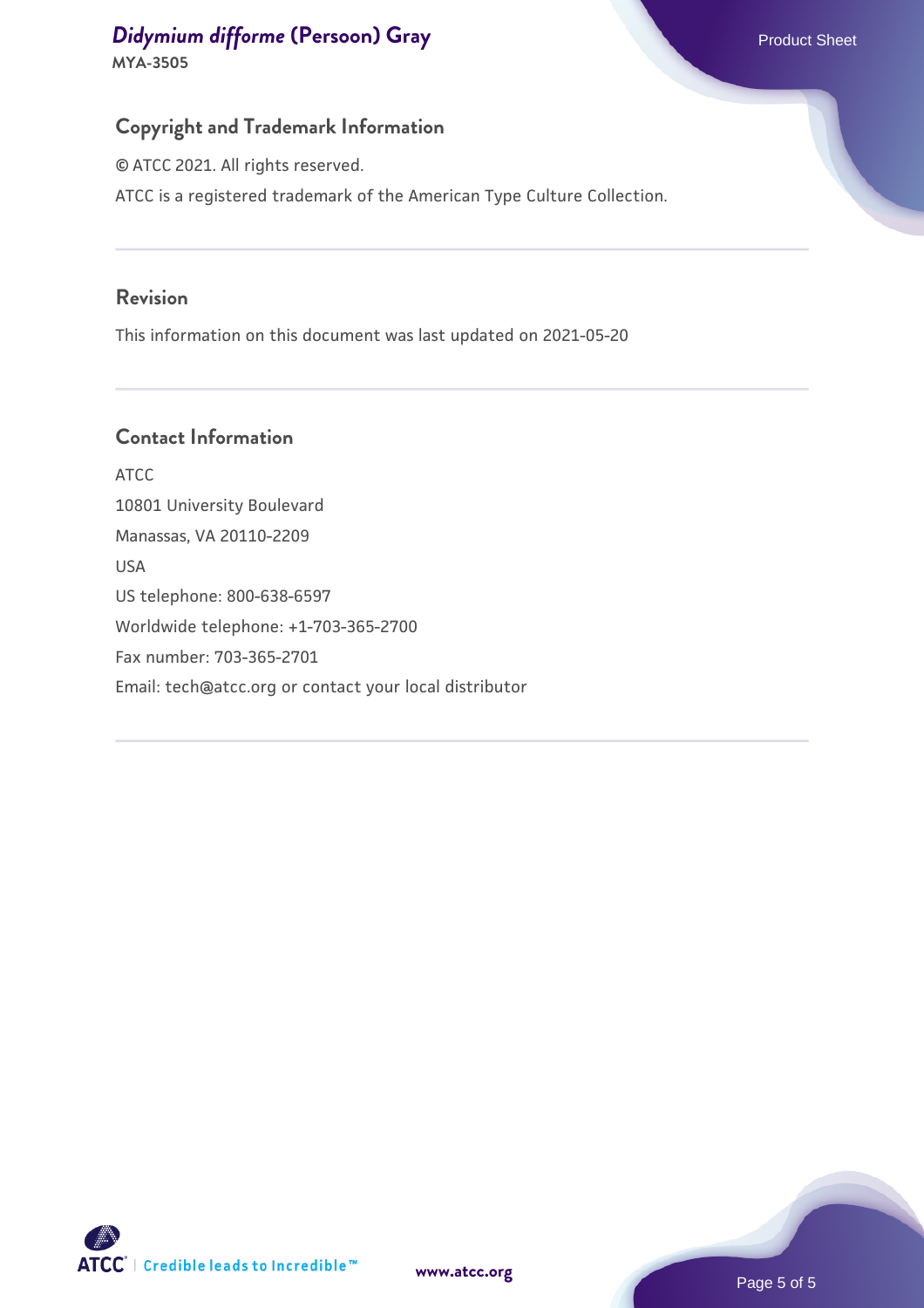## Copyright and Trademark Information

© ATCC 2021. All rights reserved.

ATCC is a registered trademark of the American Type Culture Collection.

## Revision

This information on this document was last updated on 2021-05-20

## Contact Information

ATCC
10801 University Boulevard
Manassas, VA 20110-2209
USA
US telephone: 800-638-6597
Worldwide telephone: +1-703-365-2700
Fax number: 703-365-2701
Email: tech@atcc.org or contact your local distributor